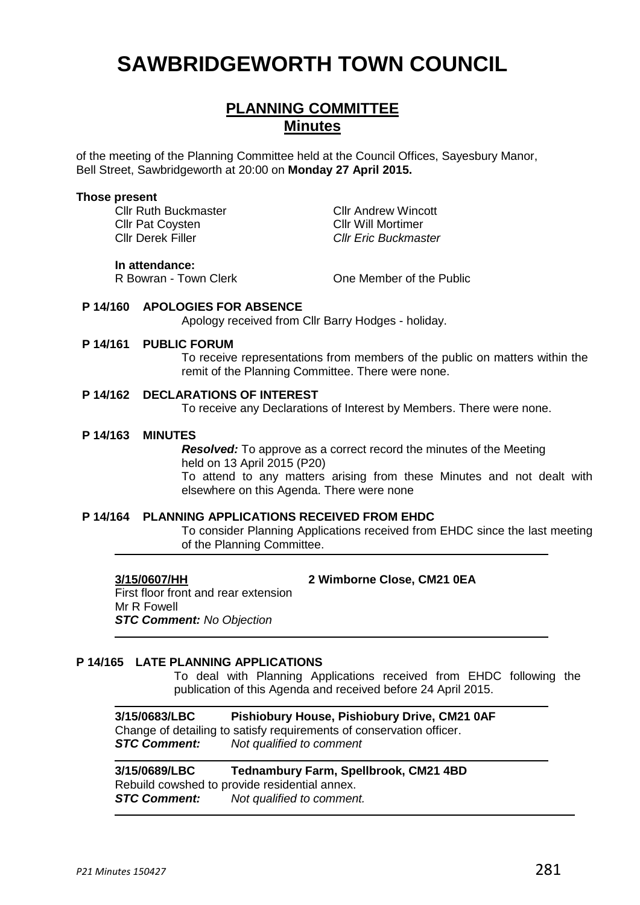# SAWBRIDGEWORTH TOWN COUNCIL

## PLANNING COMMITTEE
## Minutes

of the meeting of the Planning Committee held at the Council Offices, Sayesbury Manor, Bell Street, Sawbridgeworth at 20:00 on **Monday 27 April 2015.**

**Those present**

| | |
|---|---|
| Cllr Ruth Buckmaster | Cllr Andrew Wincott |
| Cllr Pat Coysten | Cllr Will Mortimer |
| Cllr Derek Filler | *Cllr Eric Buckmaster* |

**In attendance:**

| | |
|---|---|
| R Bowran - Town Clerk | One Member of the Public |

**P 14/160 APOLOGIES FOR ABSENCE**

Apology received from Cllr Barry Hodges - holiday.

**P 14/161 PUBLIC FORUM**

To receive representations from members of the public on matters within the remit of the Planning Committee. There were none.

**P 14/162 DECLARATIONS OF INTEREST**

To receive any Declarations of Interest by Members. There were none.

**P 14/163 MINUTES**

***Resolved:*** To approve as a correct record the minutes of the Meeting held on 13 April 2015 (P20)

To attend to any matters arising from these Minutes and not dealt with elsewhere on this Agenda. There were none

**P 14/164 PLANNING APPLICATIONS RECEIVED FROM EHDC**

To consider Planning Applications received from EHDC since the last meeting of the Planning Committee.

**3/15/0607/HH** **2 Wimborne Close, CM21 0EA**

First floor front and rear extension
Mr R Fowell
***STC Comment:*** *No Objection*

**P 14/165 LATE PLANNING APPLICATIONS**

To deal with Planning Applications received from EHDC following the publication of this Agenda and received before 24 April 2015.

**3/15/0683/LBC** **Pishiobury House, Pishiobury Drive, CM21 0AF**

Change of detailing to satisfy requirements of conservation officer.
***STC Comment:*** *Not qualified to comment*

**3/15/0689/LBC** **Tednambury Farm, Spellbrook, CM21 4BD**

Rebuild cowshed to provide residential annex.
***STC Comment:*** *Not qualified to comment.*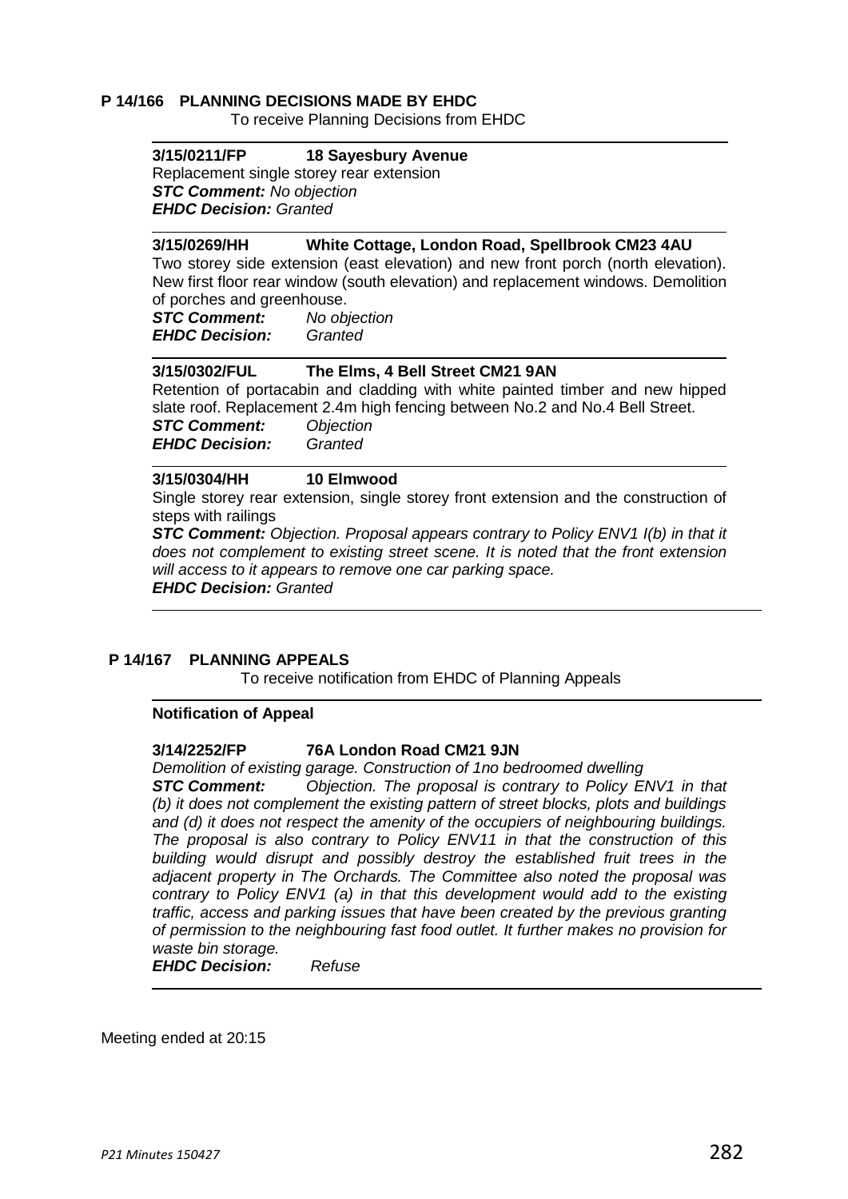**P 14/166 PLANNING DECISIONS MADE BY EHDC**

To receive Planning Decisions from EHDC

**3/15/0211/FP 18 Sayesbury Avenue**

Replacement single storey rear extension

***STC Comment:*** *No objection*

***EHDC Decision:*** *Granted*

**3/15/0269/HH White Cottage, London Road, Spellbrook CM23 4AU**

Two storey side extension (east elevation) and new front porch (north elevation). New first floor rear window (south elevation) and replacement windows. Demolition of porches and greenhouse.

***STC Comment:*** *No objection*

***EHDC Decision:*** *Granted*

**3/15/0302/FUL The Elms, 4 Bell Street CM21 9AN**

Retention of portacabin and cladding with white painted timber and new hipped slate roof. Replacement 2.4m high fencing between No.2 and No.4 Bell Street.

***STC Comment:*** *Objection*

***EHDC Decision:*** *Granted*

**3/15/0304/HH 10 Elmwood**

Single storey rear extension, single storey front extension and the construction of steps with railings

***STC Comment:*** *Objection. Proposal appears contrary to Policy ENV1 I(b) in that it does not complement to existing street scene. It is noted that the front extension will access to it appears to remove one car parking space.*

***EHDC Decision:*** *Granted*

**P 14/167 PLANNING APPEALS**

To receive notification from EHDC of Planning Appeals

**Notification of Appeal**

**3/14/2252/FP 76A London Road CM21 9JN**

*Demolition of existing garage. Construction of 1no bedroomed dwelling*

***STC Comment:*** *Objection. The proposal is contrary to Policy ENV1 in that (b) it does not complement the existing pattern of street blocks, plots and buildings and (d) it does not respect the amenity of the occupiers of neighbouring buildings. The proposal is also contrary to Policy ENV11 in that the construction of this building would disrupt and possibly destroy the established fruit trees in the adjacent property in The Orchards. The Committee also noted the proposal was contrary to Policy ENV1 (a) in that this development would add to the existing traffic, access and parking issues that have been created by the previous granting of permission to the neighbouring fast food outlet. It further makes no provision for waste bin storage.*

***EHDC Decision:*** *Refuse*

Meeting ended at 20:15